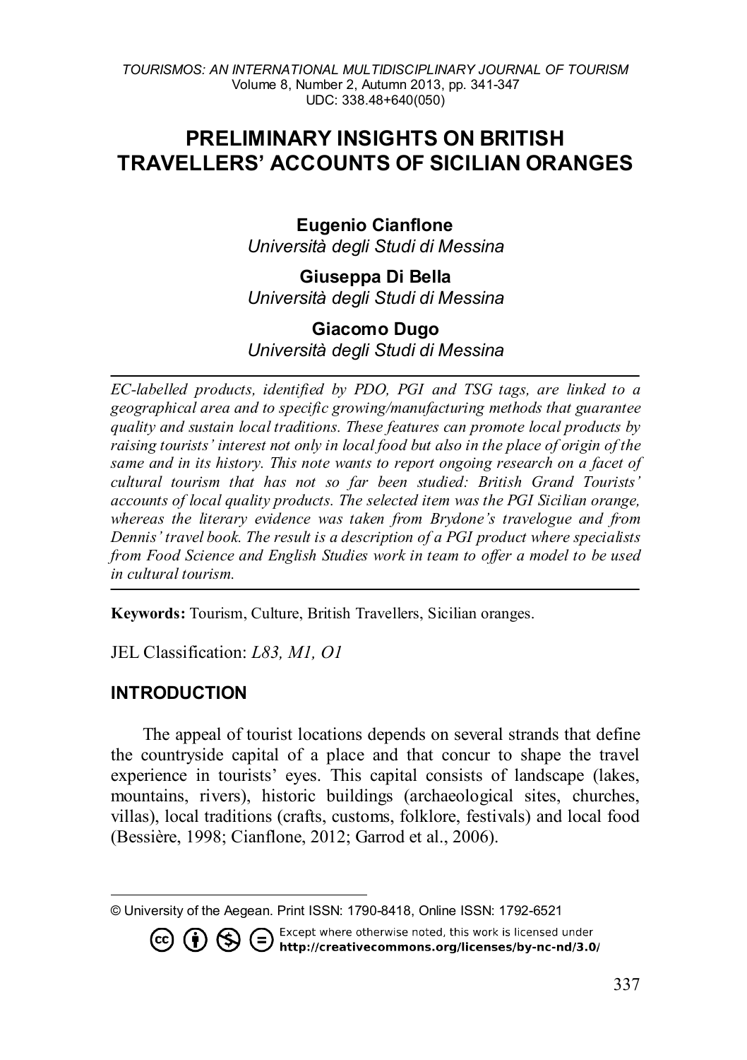# PRELIMINARY INSIGHTS ON BRITISH TRAVELLERS' ACCOUNTS OF SICILIAN ORANGES

**Eugenio Cianflone**
*Università degli Studi di Messina*

**Giuseppa Di Bella**
*Università degli Studi di Messina*

**Giacomo Dugo**
*Università degli Studi di Messina*

---

*EC-labelled products, identified by PDO, PGI and TSG tags, are linked to a geographical area and to specific growing/manufacturing methods that guarantee quality and sustain local traditions. These features can promote local products by raising tourists' interest not only in local food but also in the place of origin of the same and in its history. This note wants to report ongoing research on a facet of cultural tourism that has not so far been studied: British Grand Tourists' accounts of local quality products. The selected item was the PGI Sicilian orange, whereas the literary evidence was taken from Brydone's travelogue and from Dennis' travel book. The result is a description of a PGI product where specialists from Food Science and English Studies work in team to offer a model to be used in cultural tourism.*

---

**Keywords:** Tourism, Culture, British Travellers, Sicilian oranges.

JEL Classification: *L83, M1, O1*

## INTRODUCTION

The appeal of tourist locations depends on several strands that define the countryside capital of a place and that concur to shape the travel experience in tourists' eyes. This capital consists of landscape (lakes, mountains, rivers), historic buildings (archaeological sites, churches, villas), local traditions (crafts, customs, folklore, festivals) and local food (Bessière, 1998; Cianflone, 2012; Garrod et al., 2006).

---

© University of the Aegean. Print ISSN: 1790-8418, Online ISSN: 1792-6521

Except where otherwise noted, this work is licensed under http://creativecommons.org/licenses/by-nc-nd/3.0/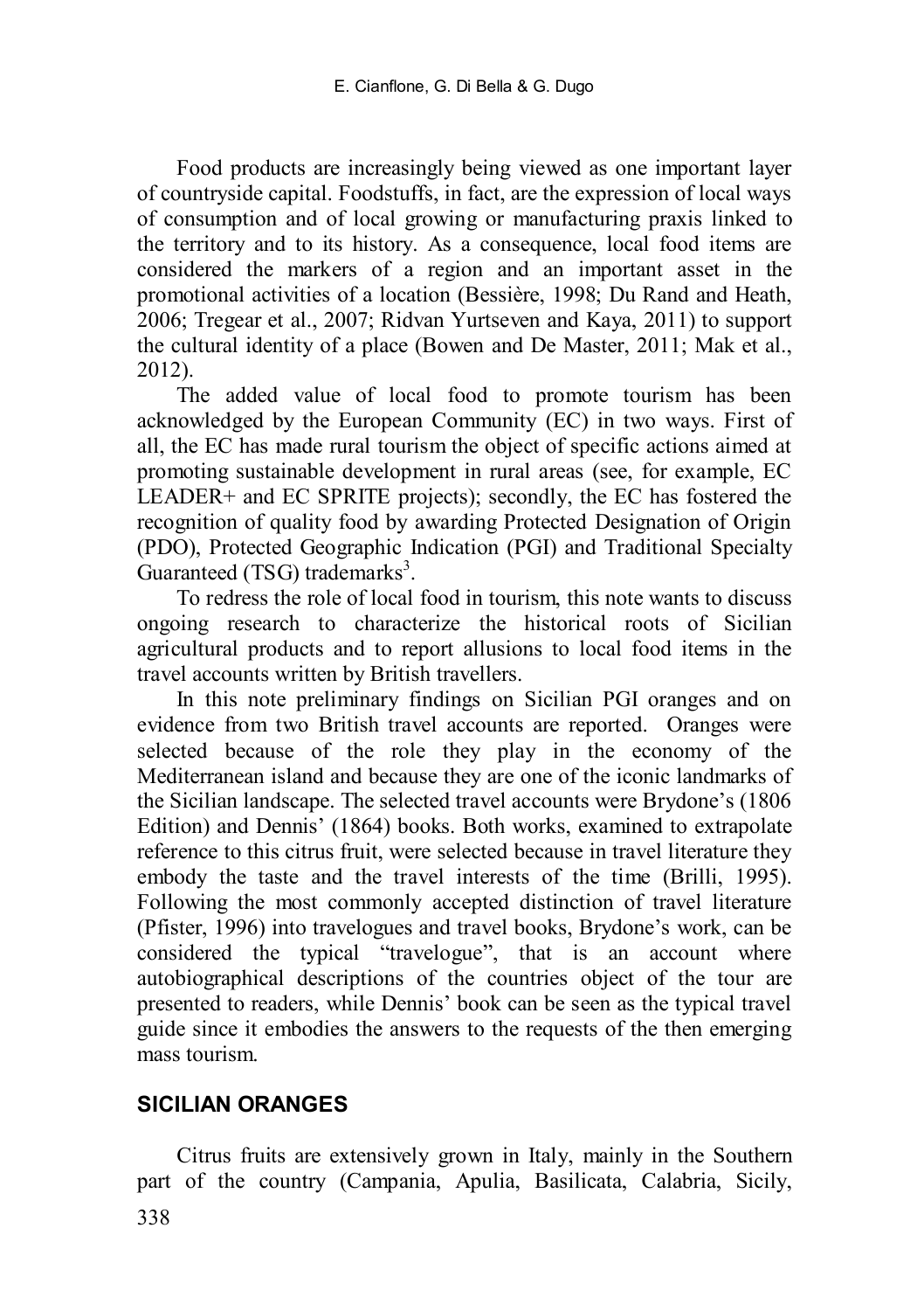Food products are increasingly being viewed as one important layer of countryside capital. Foodstuffs, in fact, are the expression of local ways of consumption and of local growing or manufacturing praxis linked to the territory and to its history. As a consequence, local food items are considered the markers of a region and an important asset in the promotional activities of a location (Bessière, 1998; Du Rand and Heath, 2006; Tregear et al., 2007; Ridvan Yurtseven and Kaya, 2011) to support the cultural identity of a place (Bowen and De Master, 2011; Mak et al., 2012).

The added value of local food to promote tourism has been acknowledged by the European Community (EC) in two ways. First of all, the EC has made rural tourism the object of specific actions aimed at promoting sustainable development in rural areas (see, for example, EC LEADER+ and EC SPRITE projects); secondly, the EC has fostered the recognition of quality food by awarding Protected Designation of Origin (PDO), Protected Geographic Indication (PGI) and Traditional Specialty Guaranteed (TSG) trademarks[3].

To redress the role of local food in tourism, this note wants to discuss ongoing research to characterize the historical roots of Sicilian agricultural products and to report allusions to local food items in the travel accounts written by British travellers.

In this note preliminary findings on Sicilian PGI oranges and on evidence from two British travel accounts are reported. Oranges were selected because of the role they play in the economy of the Mediterranean island and because they are one of the iconic landmarks of the Sicilian landscape. The selected travel accounts were Brydone's (1806 Edition) and Dennis' (1864) books. Both works, examined to extrapolate reference to this citrus fruit, were selected because in travel literature they embody the taste and the travel interests of the time (Brilli, 1995). Following the most commonly accepted distinction of travel literature (Pfister, 1996) into travelogues and travel books, Brydone's work, can be considered the typical "travelogue", that is an account where autobiographical descriptions of the countries object of the tour are presented to readers, while Dennis' book can be seen as the typical travel guide since it embodies the answers to the requests of the then emerging mass tourism.

## SICILIAN ORANGES

Citrus fruits are extensively grown in Italy, mainly in the Southern part of the country (Campania, Apulia, Basilicata, Calabria, Sicily,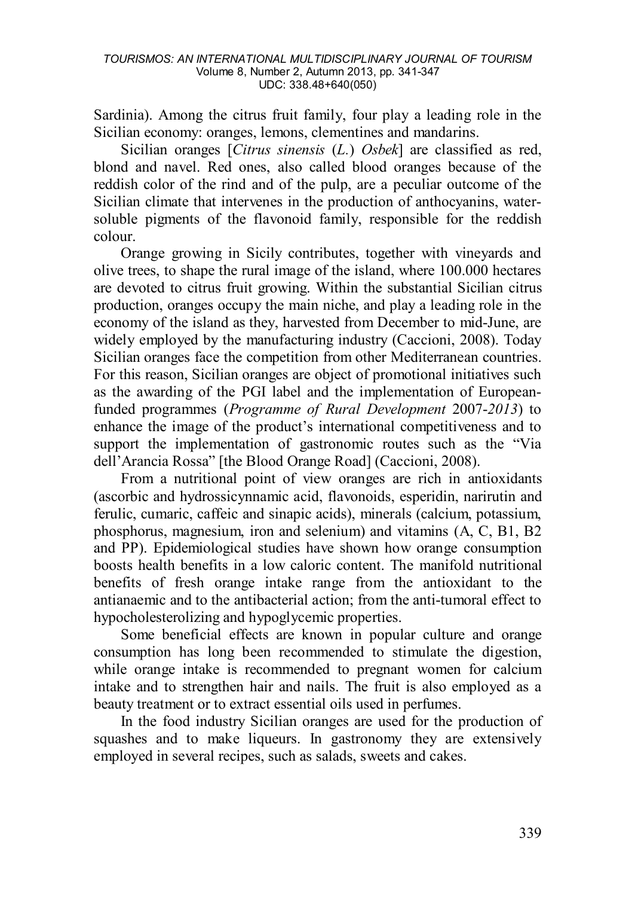Sardinia). Among the citrus fruit family, four play a leading role in the Sicilian economy: oranges, lemons, clementines and mandarins.

Sicilian oranges [*Citrus sinensis* (*L.*) *Osbek*] are classified as red, blond and navel. Red ones, also called blood oranges because of the reddish color of the rind and of the pulp, are a peculiar outcome of the Sicilian climate that intervenes in the production of anthocyanins, water-soluble pigments of the flavonoid family, responsible for the reddish colour.

Orange growing in Sicily contributes, together with vineyards and olive trees, to shape the rural image of the island, where 100.000 hectares are devoted to citrus fruit growing. Within the substantial Sicilian citrus production, oranges occupy the main niche, and play a leading role in the economy of the island as they, harvested from December to mid-June, are widely employed by the manufacturing industry (Caccioni, 2008). Today Sicilian oranges face the competition from other Mediterranean countries. For this reason, Sicilian oranges are object of promotional initiatives such as the awarding of the PGI label and the implementation of European-funded programmes (*Programme of Rural Development* 2007-*2013*) to enhance the image of the product's international competitiveness and to support the implementation of gastronomic routes such as the "Via dell'Arancia Rossa" [the Blood Orange Road] (Caccioni, 2008).

From a nutritional point of view oranges are rich in antioxidants (ascorbic and hydrossicynnamic acid, flavonoids, esperidin, narirutin and ferulic, cumaric, caffeic and sinapic acids), minerals (calcium, potassium, phosphorus, magnesium, iron and selenium) and vitamins (A, C, B1, B2 and PP). Epidemiological studies have shown how orange consumption boosts health benefits in a low caloric content. The manifold nutritional benefits of fresh orange intake range from the antioxidant to the antianaemic and to the antibacterial action; from the anti-tumoral effect to hypocholesterolizing and hypoglycemic properties.

Some beneficial effects are known in popular culture and orange consumption has long been recommended to stimulate the digestion, while orange intake is recommended to pregnant women for calcium intake and to strengthen hair and nails. The fruit is also employed as a beauty treatment or to extract essential oils used in perfumes.

In the food industry Sicilian oranges are used for the production of squashes and to make liqueurs. In gastronomy they are extensively employed in several recipes, such as salads, sweets and cakes.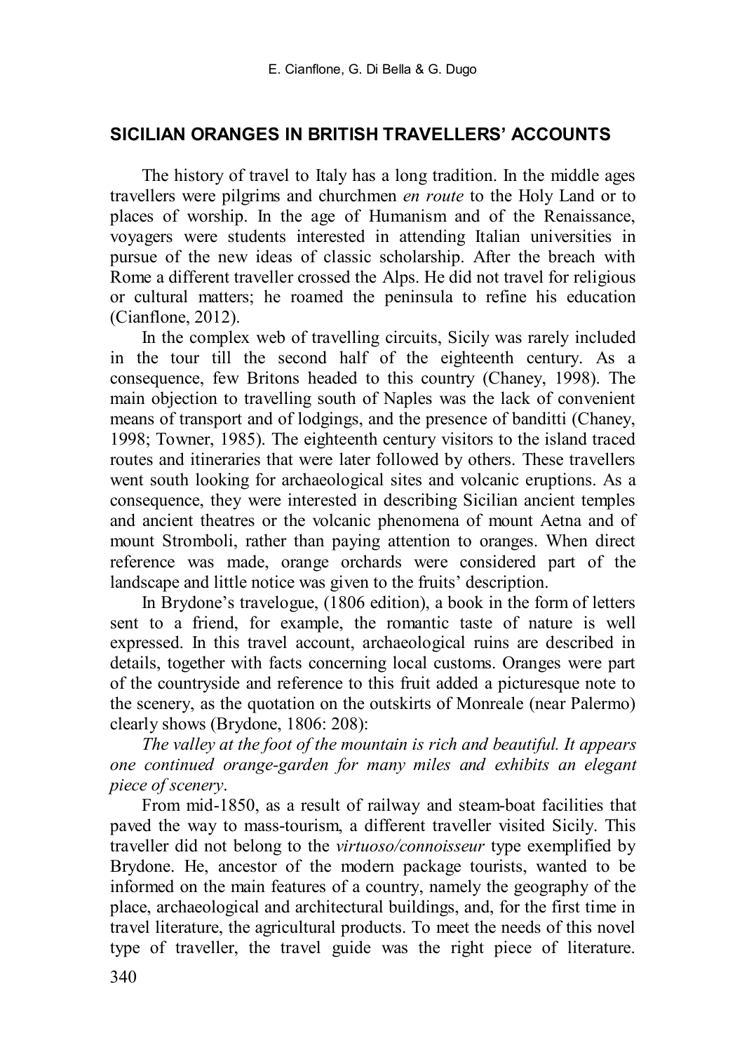## SICILIAN ORANGES IN BRITISH TRAVELLERS' ACCOUNTS

The history of travel to Italy has a long tradition. In the middle ages travellers were pilgrims and churchmen *en route* to the Holy Land or to places of worship. In the age of Humanism and of the Renaissance, voyagers were students interested in attending Italian universities in pursue of the new ideas of classic scholarship. After the breach with Rome a different traveller crossed the Alps. He did not travel for religious or cultural matters; he roamed the peninsula to refine his education (Cianflone, 2012).

In the complex web of travelling circuits, Sicily was rarely included in the tour till the second half of the eighteenth century. As a consequence, few Britons headed to this country (Chaney, 1998). The main objection to travelling south of Naples was the lack of convenient means of transport and of lodgings, and the presence of banditti (Chaney, 1998; Towner, 1985). The eighteenth century visitors to the island traced routes and itineraries that were later followed by others. These travellers went south looking for archaeological sites and volcanic eruptions. As a consequence, they were interested in describing Sicilian ancient temples and ancient theatres or the volcanic phenomena of mount Aetna and of mount Stromboli, rather than paying attention to oranges. When direct reference was made, orange orchards were considered part of the landscape and little notice was given to the fruits' description.

In Brydone's travelogue, (1806 edition), a book in the form of letters sent to a friend, for example, the romantic taste of nature is well expressed. In this travel account, archaeological ruins are described in details, together with facts concerning local customs. Oranges were part of the countryside and reference to this fruit added a picturesque note to the scenery, as the quotation on the outskirts of Monreale (near Palermo) clearly shows (Brydone, 1806: 208):

*The valley at the foot of the mountain is rich and beautiful. It appears one continued orange-garden for many miles and exhibits an elegant piece of scenery*.

From mid-1850, as a result of railway and steam-boat facilities that paved the way to mass-tourism, a different traveller visited Sicily. This traveller did not belong to the *virtuoso/connoisseur* type exemplified by Brydone. He, ancestor of the modern package tourists, wanted to be informed on the main features of a country, namely the geography of the place, archaeological and architectural buildings, and, for the first time in travel literature, the agricultural products. To meet the needs of this novel type of traveller, the travel guide was the right piece of literature.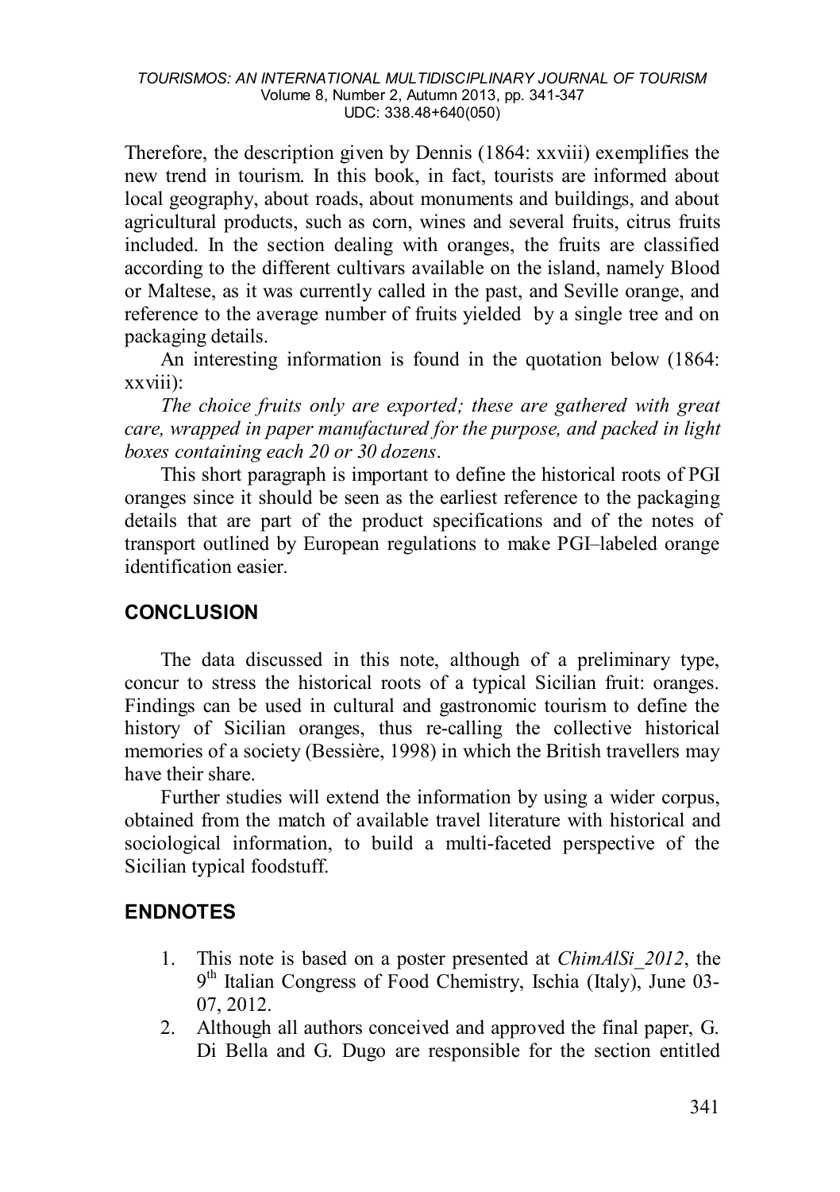Therefore, the description given by Dennis (1864: xxviii) exemplifies the new trend in tourism. In this book, in fact, tourists are informed about local geography, about roads, about monuments and buildings, and about agricultural products, such as corn, wines and several fruits, citrus fruits included. In the section dealing with oranges, the fruits are classified according to the different cultivars available on the island, namely Blood or Maltese, as it was currently called in the past, and Seville orange, and reference to the average number of fruits yielded by a single tree and on packaging details.

An interesting information is found in the quotation below (1864: xxviii):

*The choice fruits only are exported; these are gathered with great care, wrapped in paper manufactured for the purpose, and packed in light boxes containing each 20 or 30 dozens*.

This short paragraph is important to define the historical roots of PGI oranges since it should be seen as the earliest reference to the packaging details that are part of the product specifications and of the notes of transport outlined by European regulations to make PGI–labeled orange identification easier.

## CONCLUSION

The data discussed in this note, although of a preliminary type, concur to stress the historical roots of a typical Sicilian fruit: oranges. Findings can be used in cultural and gastronomic tourism to define the history of Sicilian oranges, thus re-calling the collective historical memories of a society (Bessière, 1998) in which the British travellers may have their share.

Further studies will extend the information by using a wider corpus, obtained from the match of available travel literature with historical and sociological information, to build a multi-faceted perspective of the Sicilian typical foodstuff.

## ENDNOTES

1. This note is based on a poster presented at *ChimAlSi_2012*, the 9th Italian Congress of Food Chemistry, Ischia (Italy), June 03-07, 2012.
2. Although all authors conceived and approved the final paper, G. Di Bella and G. Dugo are responsible for the section entitled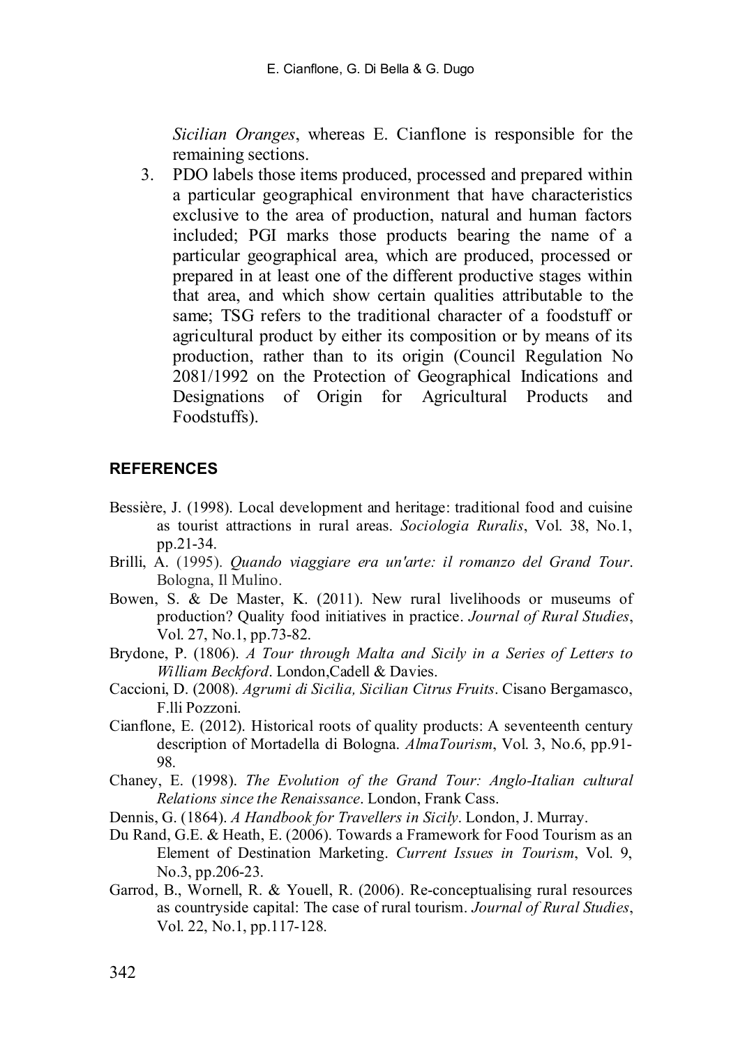*Sicilian Oranges*, whereas E. Cianflone is responsible for the remaining sections.

3. PDO labels those items produced, processed and prepared within a particular geographical environment that have characteristics exclusive to the area of production, natural and human factors included; PGI marks those products bearing the name of a particular geographical area, which are produced, processed or prepared in at least one of the different productive stages within that area, and which show certain qualities attributable to the same; TSG refers to the traditional character of a foodstuff or agricultural product by either its composition or by means of its production, rather than to its origin (Council Regulation No 2081/1992 on the Protection of Geographical Indications and Designations of Origin for Agricultural Products and Foodstuffs).

## REFERENCES

Bessière, J. (1998). Local development and heritage: traditional food and cuisine as tourist attractions in rural areas. *Sociologia Ruralis*, Vol. 38, No.1, pp.21-34.

Brilli, A. (1995). *Quando viaggiare era un'arte: il romanzo del Grand Tour*. Bologna, Il Mulino.

Bowen, S. & De Master, K. (2011). New rural livelihoods or museums of production? Quality food initiatives in practice. *Journal of Rural Studies*, Vol. 27, No.1, pp.73-82.

Brydone, P. (1806). *A Tour through Malta and Sicily in a Series of Letters to William Beckford*. London,Cadell & Davies.

Caccioni, D. (2008). *Agrumi di Sicilia, Sicilian Citrus Fruits*. Cisano Bergamasco, F.lli Pozzoni.

Cianflone, E. (2012). Historical roots of quality products: A seventeenth century description of Mortadella di Bologna. *AlmaTourism*, Vol. 3, No.6, pp.91-98.

Chaney, E. (1998). *The Evolution of the Grand Tour: Anglo-Italian cultural Relations since the Renaissance*. London, Frank Cass.

Dennis, G. (1864). *A Handbook for Travellers in Sicily*. London, J. Murray.

Du Rand, G.E. & Heath, E. (2006). Towards a Framework for Food Tourism as an Element of Destination Marketing. *Current Issues in Tourism*, Vol. 9, No.3, pp.206-23.

Garrod, B., Wornell, R. & Youell, R. (2006). Re-conceptualising rural resources as countryside capital: The case of rural tourism. *Journal of Rural Studies*, Vol. 22, No.1, pp.117-128.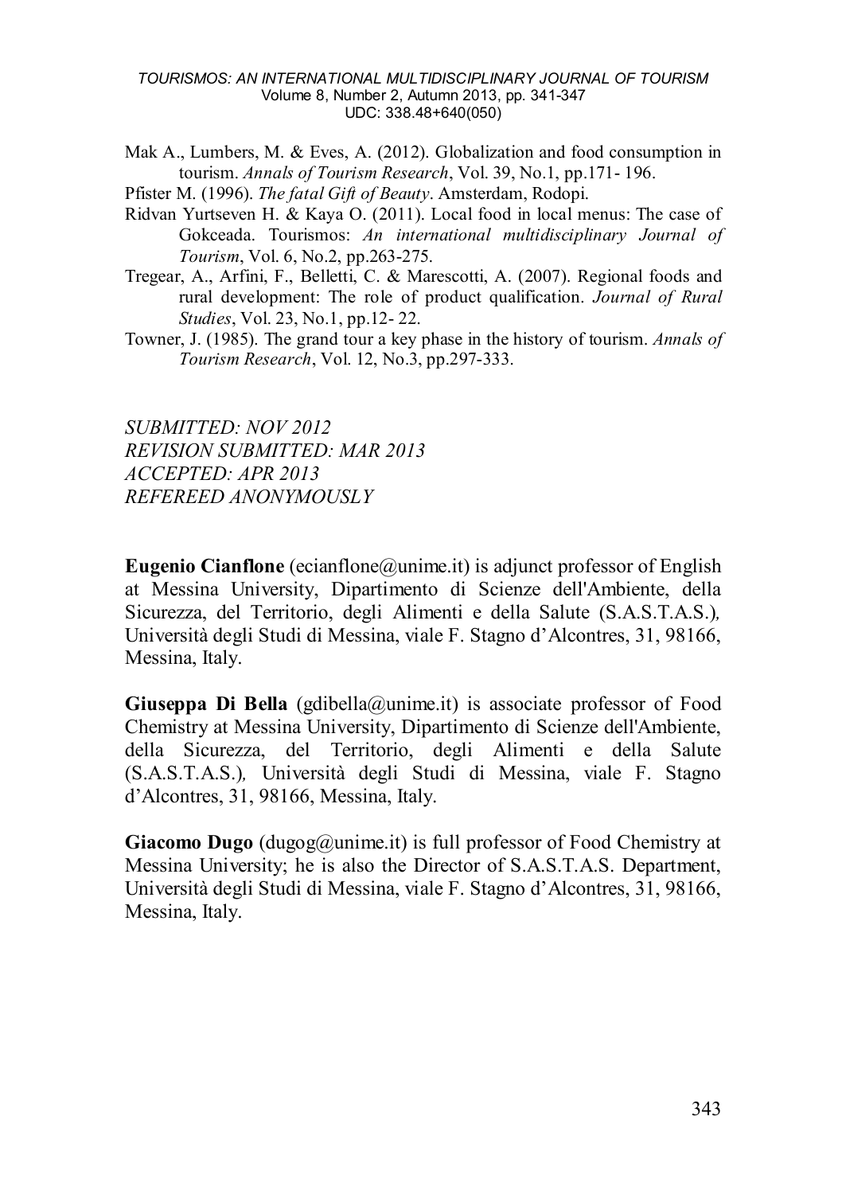Mak A., Lumbers, M. & Eves, A. (2012). Globalization and food consumption in tourism. *Annals of Tourism Research*, Vol. 39, No.1, pp.171- 196.

Pfister M. (1996). *The fatal Gift of Beauty*. Amsterdam, Rodopi.

Ridvan Yurtseven H. & Kaya O. (2011). Local food in local menus: The case of Gokceada. Tourismos: *An international multidisciplinary Journal of Tourism*, Vol. 6, No.2, pp.263-275.

Tregear, A., Arfini, F., Belletti, C. & Marescotti, A. (2007). Regional foods and rural development: The role of product qualification. *Journal of Rural Studies*, Vol. 23, No.1, pp.12- 22.

Towner, J. (1985). The grand tour a key phase in the history of tourism. *Annals of Tourism Research*, Vol. 12, No.3, pp.297-333.

*SUBMITTED: NOV 2012*
*REVISION SUBMITTED: MAR 2013*
*ACCEPTED: APR 2013*
*REFEREED ANONYMOUSLY*

**Eugenio Cianflone** (ecianflone@unime.it) is adjunct professor of English at Messina University, Dipartimento di Scienze dell'Ambiente, della Sicurezza, del Territorio, degli Alimenti e della Salute (S.A.S.T.A.S.)*,* Università degli Studi di Messina, viale F. Stagno d'Alcontres, 31, 98166, Messina, Italy.

**Giuseppa Di Bella** (gdibella@unime.it) is associate professor of Food Chemistry at Messina University, Dipartimento di Scienze dell'Ambiente, della Sicurezza, del Territorio, degli Alimenti e della Salute (S.A.S.T.A.S.)*,* Università degli Studi di Messina, viale F. Stagno d'Alcontres, 31, 98166, Messina, Italy.

**Giacomo Dugo** (dugog@unime.it) is full professor of Food Chemistry at Messina University; he is also the Director of S.A.S.T.A.S. Department, Università degli Studi di Messina, viale F. Stagno d'Alcontres, 31, 98166, Messina, Italy.